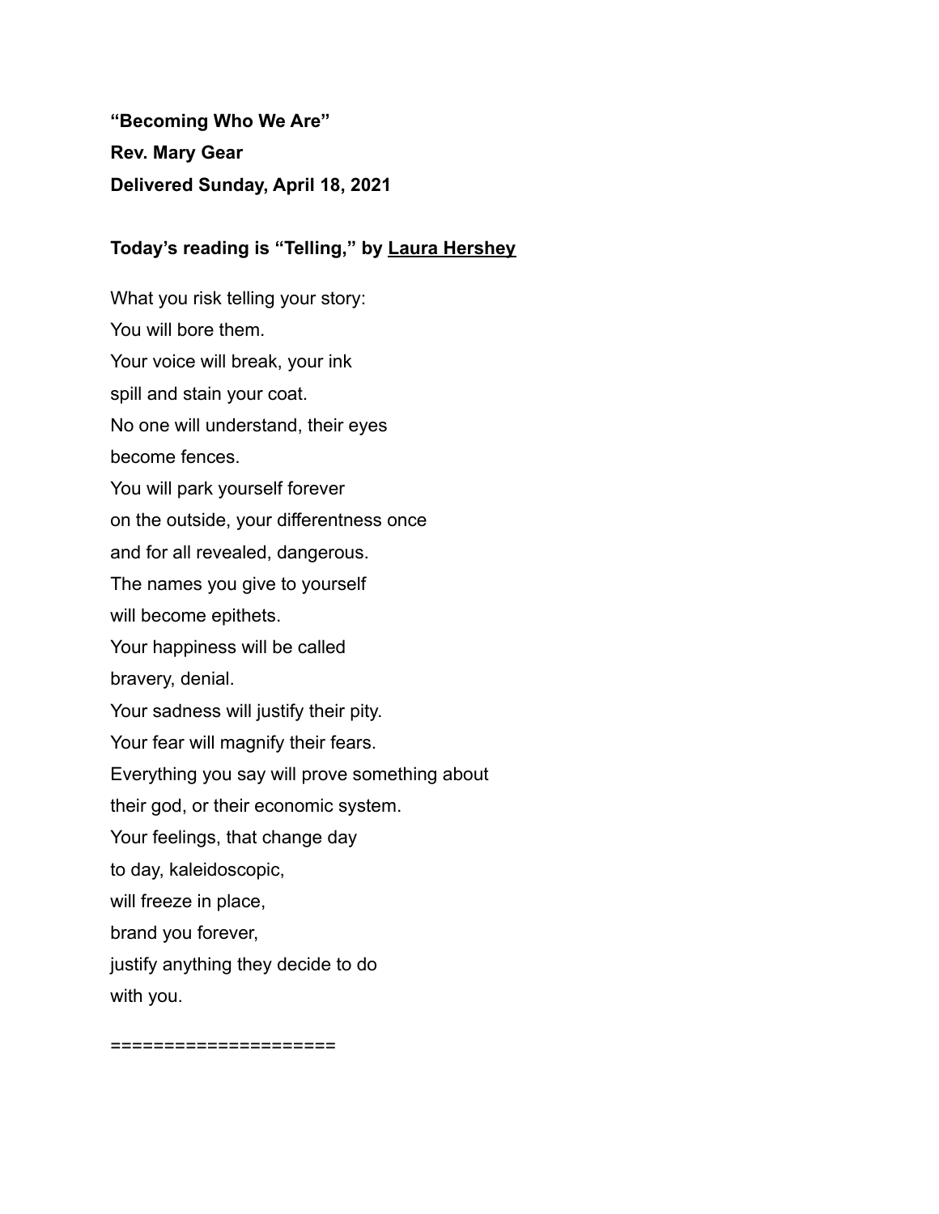**“Becoming Who We Are”**

**Rev. Mary Gear**

**Delivered Sunday, April 18, 2021**

**Today’s reading is “Telling,” by Laura Hershey**

What you risk telling your story:  
You will bore them.  
Your voice will break, your ink  
spill and stain your coat.  
No one will understand, their eyes  
become fences.  
You will park yourself forever  
on the outside, your differentness once  
and for all revealed, dangerous.  
The names you give to yourself  
will become epithets.  
Your happiness will be called  
bravery, denial.  
Your sadness will justify their pity.  
Your fear will magnify their fears.  
Everything you say will prove something about  
their god, or their economic system.  
Your feelings, that change day  
to day, kaleidoscopic,  
will freeze in place,  
brand you forever,  
justify anything they decide to do  
with you.

====================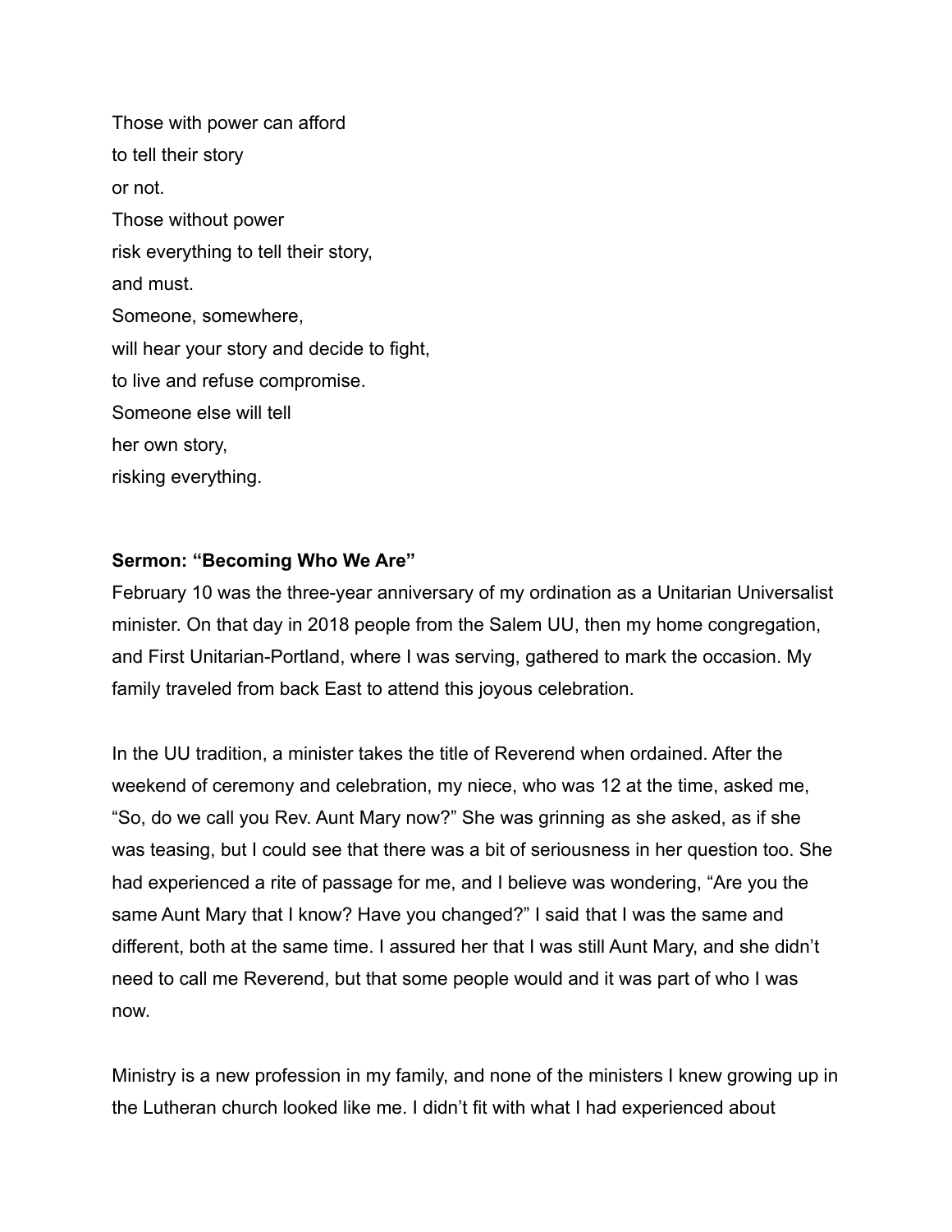Those with power can afford  
to tell their story  
or not.  
Those without power  
risk everything to tell their story,  
and must.  
Someone, somewhere,  
will hear your story and decide to fight,  
to live and refuse compromise.  
Someone else will tell  
her own story,  
risking everything.

**Sermon: "Becoming Who We Are"**

February 10 was the three-year anniversary of my ordination as a Unitarian Universalist minister. On that day in 2018 people from the Salem UU, then my home congregation, and First Unitarian-Portland, where I was serving, gathered to mark the occasion. My family traveled from back East to attend this joyous celebration.

In the UU tradition, a minister takes the title of Reverend when ordained. After the weekend of ceremony and celebration, my niece, who was 12 at the time, asked me, "So, do we call you Rev. Aunt Mary now?" She was grinning as she asked, as if she was teasing, but I could see that there was a bit of seriousness in her question too. She had experienced a rite of passage for me, and I believe was wondering, "Are you the same Aunt Mary that I know? Have you changed?" I said that I was the same and different, both at the same time. I assured her that I was still Aunt Mary, and she didn't need to call me Reverend, but that some people would and it was part of who I was now.

Ministry is a new profession in my family, and none of the ministers I knew growing up in the Lutheran church looked like me. I didn't fit with what I had experienced about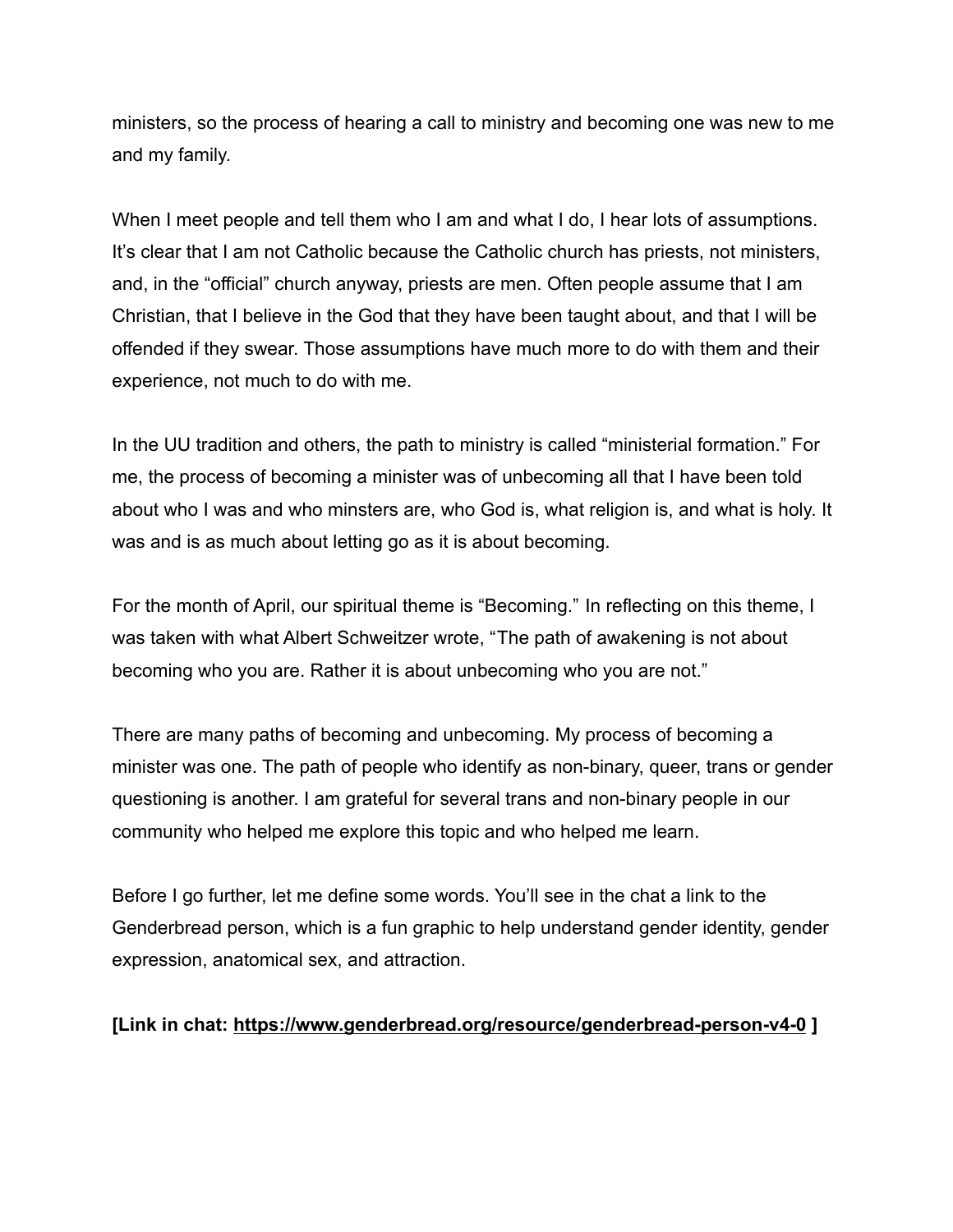ministers, so the process of hearing a call to ministry and becoming one was new to me and my family.

When I meet people and tell them who I am and what I do, I hear lots of assumptions. It's clear that I am not Catholic because the Catholic church has priests, not ministers, and, in the "official" church anyway, priests are men. Often people assume that I am Christian, that I believe in the God that they have been taught about, and that I will be offended if they swear. Those assumptions have much more to do with them and their experience, not much to do with me.

In the UU tradition and others, the path to ministry is called "ministerial formation." For me, the process of becoming a minister was of unbecoming all that I have been told about who I was and who minsters are, who God is, what religion is, and what is holy. It was and is as much about letting go as it is about becoming.

For the month of April, our spiritual theme is "Becoming." In reflecting on this theme, I was taken with what Albert Schweitzer wrote, "The path of awakening is not about becoming who you are. Rather it is about unbecoming who you are not."

There are many paths of becoming and unbecoming. My process of becoming a minister was one. The path of people who identify as non-binary, queer, trans or gender questioning is another. I am grateful for several trans and non-binary people in our community who helped me explore this topic and who helped me learn.

Before I go further, let me define some words. You'll see in the chat a link to the Genderbread person, which is a fun graphic to help understand gender identity, gender expression, anatomical sex, and attraction.

**[Link in chat: https://www.genderbread.org/resource/genderbread-person-v4-0 ]**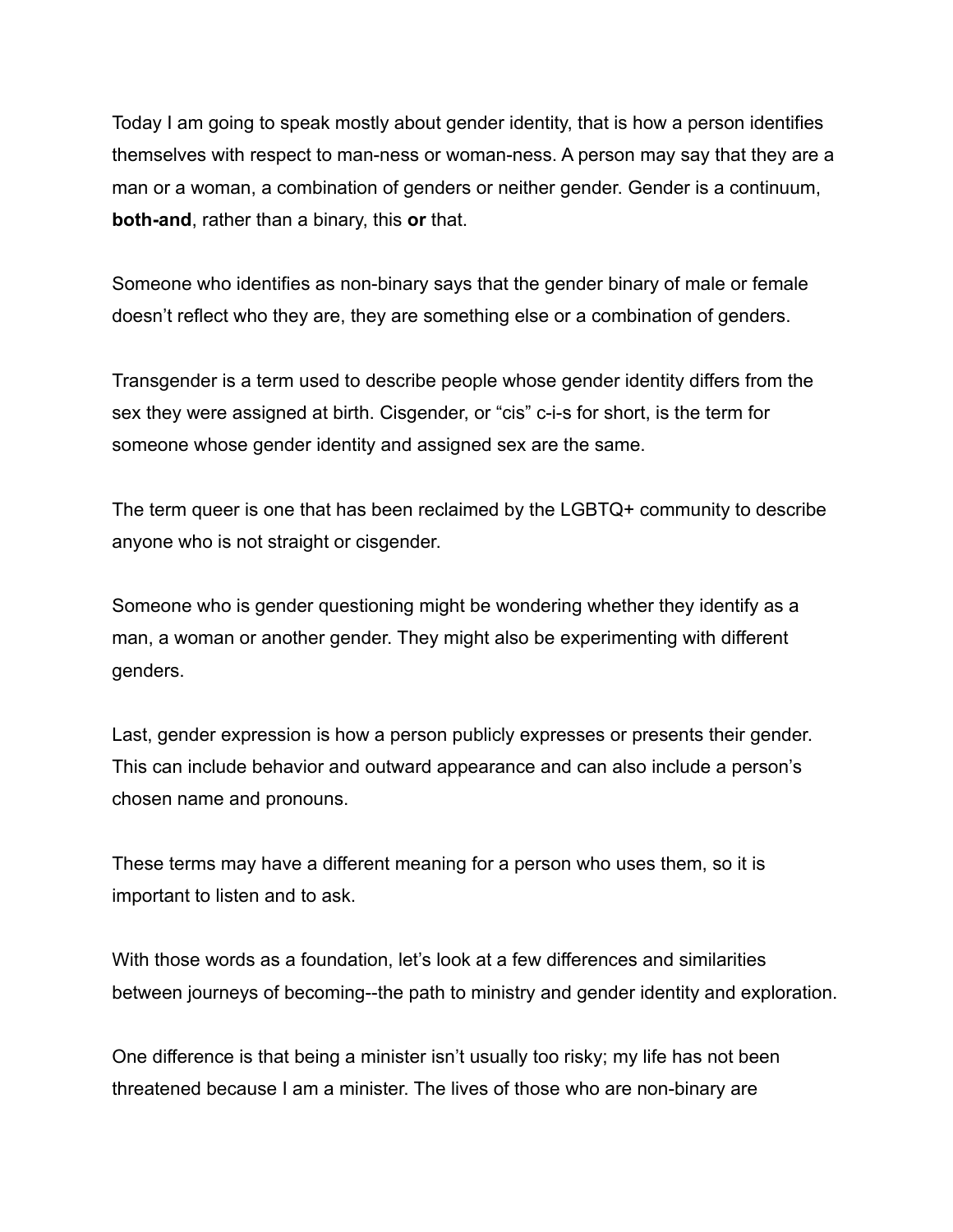Today I am going to speak mostly about gender identity, that is how a person identifies themselves with respect to man-ness or woman-ness. A person may say that they are a man or a woman, a combination of genders or neither gender. Gender is a continuum, **both-and**, rather than a binary, this **or** that.

Someone who identifies as non-binary says that the gender binary of male or female doesn't reflect who they are, they are something else or a combination of genders.

Transgender is a term used to describe people whose gender identity differs from the sex they were assigned at birth. Cisgender, or "cis" c-i-s for short, is the term for someone whose gender identity and assigned sex are the same.

The term queer is one that has been reclaimed by the LGBTQ+ community to describe anyone who is not straight or cisgender.

Someone who is gender questioning might be wondering whether they identify as a man, a woman or another gender. They might also be experimenting with different genders.

Last, gender expression is how a person publicly expresses or presents their gender. This can include behavior and outward appearance and can also include a person's chosen name and pronouns.

These terms may have a different meaning for a person who uses them, so it is important to listen and to ask.

With those words as a foundation, let's look at a few differences and similarities between journeys of becoming--the path to ministry and gender identity and exploration.

One difference is that being a minister isn't usually too risky; my life has not been threatened because I am a minister. The lives of those who are non-binary are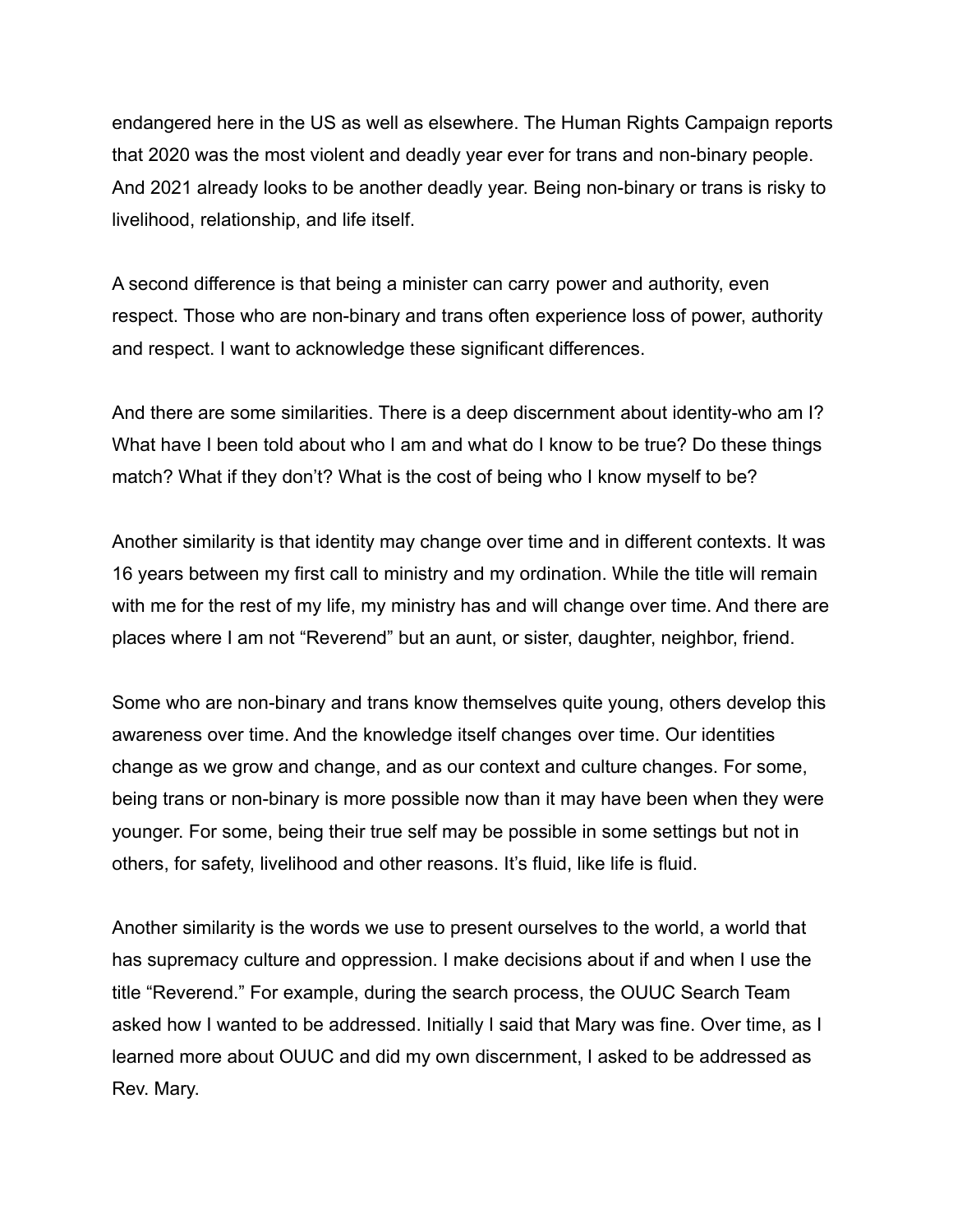endangered here in the US as well as elsewhere. The Human Rights Campaign reports that 2020 was the most violent and deadly year ever for trans and non-binary people. And 2021 already looks to be another deadly year. Being non-binary or trans is risky to livelihood, relationship, and life itself.

A second difference is that being a minister can carry power and authority, even respect. Those who are non-binary and trans often experience loss of power, authority and respect. I want to acknowledge these significant differences.

And there are some similarities. There is a deep discernment about identity-who am I? What have I been told about who I am and what do I know to be true? Do these things match? What if they don't? What is the cost of being who I know myself to be?

Another similarity is that identity may change over time and in different contexts. It was 16 years between my first call to ministry and my ordination. While the title will remain with me for the rest of my life, my ministry has and will change over time. And there are places where I am not "Reverend" but an aunt, or sister, daughter, neighbor, friend.

Some who are non-binary and trans know themselves quite young, others develop this awareness over time. And the knowledge itself changes over time. Our identities change as we grow and change, and as our context and culture changes. For some, being trans or non-binary is more possible now than it may have been when they were younger. For some, being their true self may be possible in some settings but not in others, for safety, livelihood and other reasons. It's fluid, like life is fluid.

Another similarity is the words we use to present ourselves to the world, a world that has supremacy culture and oppression. I make decisions about if and when I use the title "Reverend." For example, during the search process, the OUUC Search Team asked how I wanted to be addressed. Initially I said that Mary was fine. Over time, as I learned more about OUUC and did my own discernment, I asked to be addressed as Rev. Mary.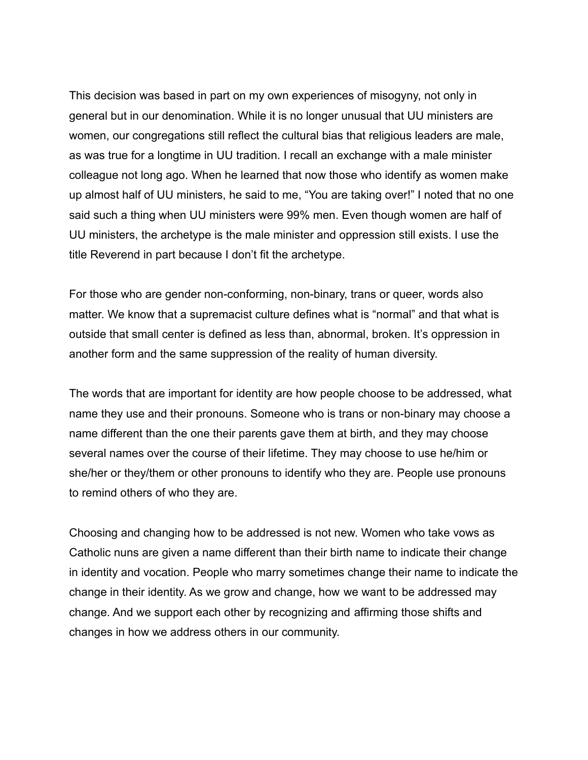This decision was based in part on my own experiences of misogyny, not only in general but in our denomination. While it is no longer unusual that UU ministers are women, our congregations still reflect the cultural bias that religious leaders are male, as was true for a longtime in UU tradition. I recall an exchange with a male minister colleague not long ago. When he learned that now those who identify as women make up almost half of UU ministers, he said to me, “You are taking over!” I noted that no one said such a thing when UU ministers were 99% men. Even though women are half of UU ministers, the archetype is the male minister and oppression still exists. I use the title Reverend in part because I don’t fit the archetype.

For those who are gender non-conforming, non-binary, trans or queer, words also matter. We know that a supremacist culture defines what is “normal” and that what is outside that small center is defined as less than, abnormal, broken. It’s oppression in another form and the same suppression of the reality of human diversity.

The words that are important for identity are how people choose to be addressed, what name they use and their pronouns. Someone who is trans or non-binary may choose a name different than the one their parents gave them at birth, and they may choose several names over the course of their lifetime. They may choose to use he/him or she/her or they/them or other pronouns to identify who they are. People use pronouns to remind others of who they are.

Choosing and changing how to be addressed is not new. Women who take vows as Catholic nuns are given a name different than their birth name to indicate their change in identity and vocation. People who marry sometimes change their name to indicate the change in their identity. As we grow and change, how we want to be addressed may change. And we support each other by recognizing and affirming those shifts and changes in how we address others in our community.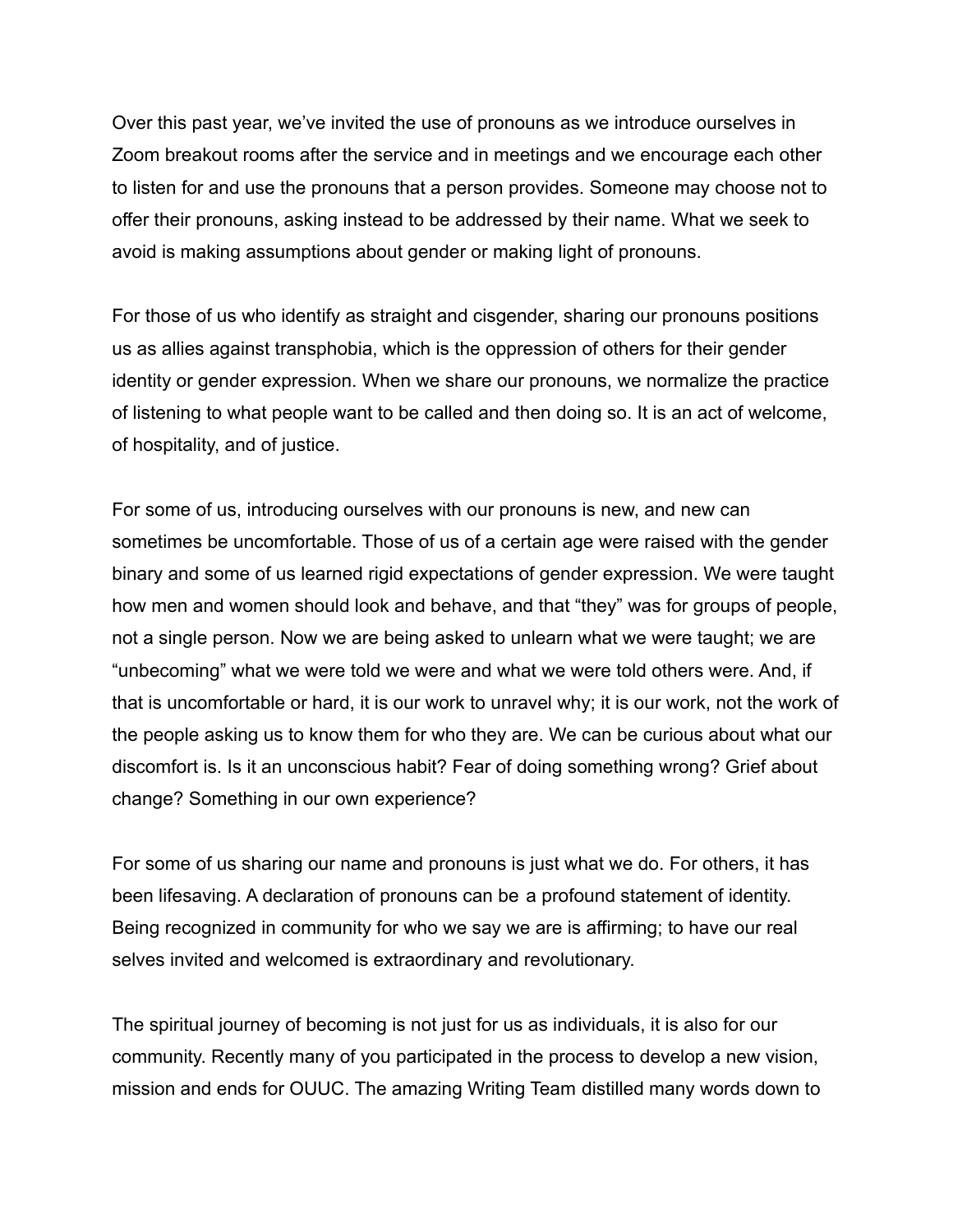Over this past year, we've invited the use of pronouns as we introduce ourselves in Zoom breakout rooms after the service and in meetings and we encourage each other to listen for and use the pronouns that a person provides. Someone may choose not to offer their pronouns, asking instead to be addressed by their name. What we seek to avoid is making assumptions about gender or making light of pronouns.

For those of us who identify as straight and cisgender, sharing our pronouns positions us as allies against transphobia, which is the oppression of others for their gender identity or gender expression. When we share our pronouns, we normalize the practice of listening to what people want to be called and then doing so. It is an act of welcome, of hospitality, and of justice.

For some of us, introducing ourselves with our pronouns is new, and new can sometimes be uncomfortable. Those of us of a certain age were raised with the gender binary and some of us learned rigid expectations of gender expression. We were taught how men and women should look and behave, and that "they" was for groups of people, not a single person. Now we are being asked to unlearn what we were taught; we are "unbecoming" what we were told we were and what we were told others were. And, if that is uncomfortable or hard, it is our work to unravel why; it is our work, not the work of the people asking us to know them for who they are. We can be curious about what our discomfort is. Is it an unconscious habit? Fear of doing something wrong? Grief about change? Something in our own experience?

For some of us sharing our name and pronouns is just what we do. For others, it has been lifesaving. A declaration of pronouns can be a profound statement of identity. Being recognized in community for who we say we are is affirming; to have our real selves invited and welcomed is extraordinary and revolutionary.

The spiritual journey of becoming is not just for us as individuals, it is also for our community. Recently many of you participated in the process to develop a new vision, mission and ends for OUUC. The amazing Writing Team distilled many words down to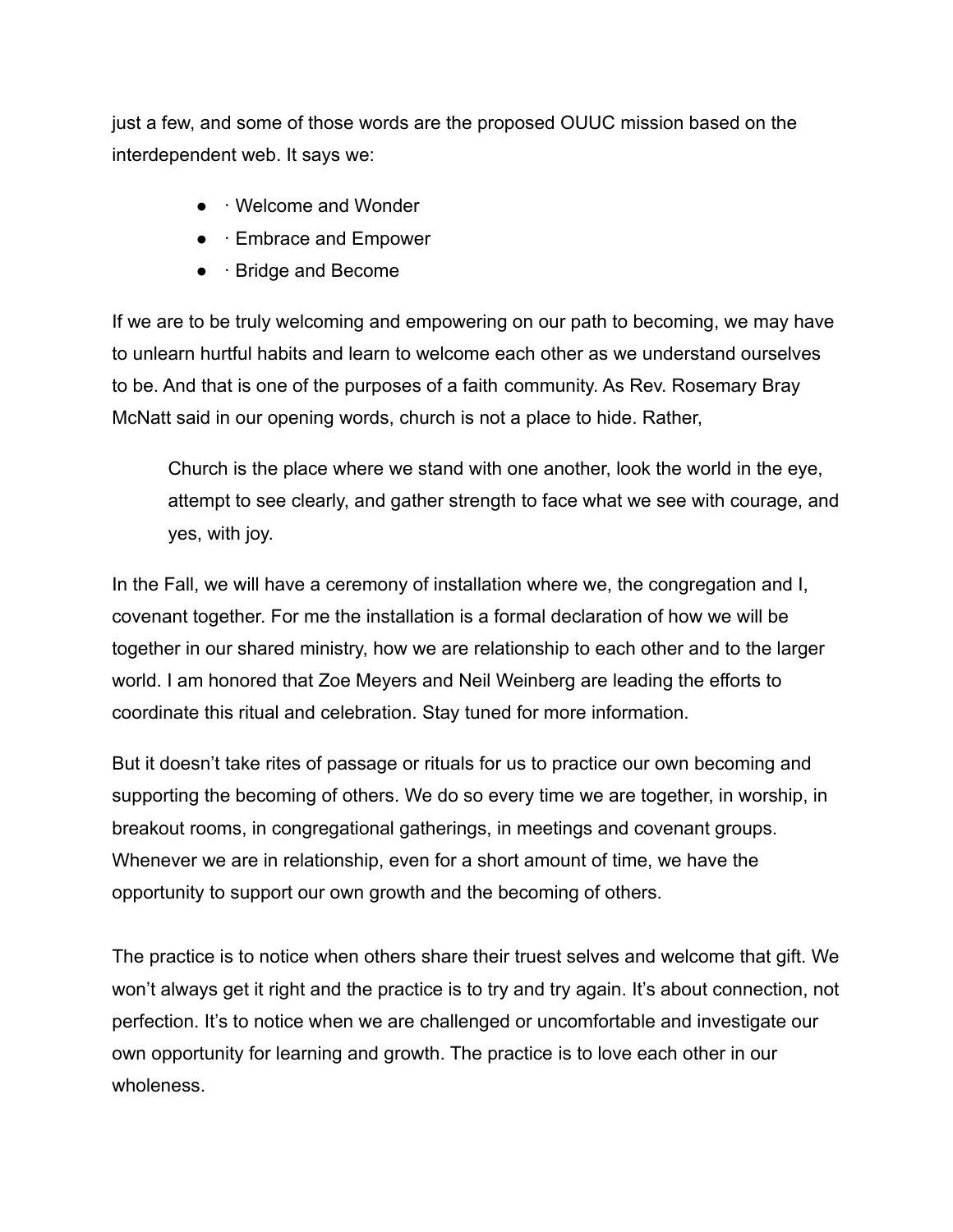just a few, and some of those words are the proposed OUUC mission based on the interdependent web. It says we:

- · Welcome and Wonder
- · Embrace and Empower
- · Bridge and Become

If we are to be truly welcoming and empowering on our path to becoming, we may have to unlearn hurtful habits and learn to welcome each other as we understand ourselves to be. And that is one of the purposes of a faith community. As Rev. Rosemary Bray McNatt said in our opening words, church is not a place to hide. Rather,

> Church is the place where we stand with one another, look the world in the eye, attempt to see clearly, and gather strength to face what we see with courage, and yes, with joy.

In the Fall, we will have a ceremony of installation where we, the congregation and I, covenant together. For me the installation is a formal declaration of how we will be together in our shared ministry, how we are relationship to each other and to the larger world. I am honored that Zoe Meyers and Neil Weinberg are leading the efforts to coordinate this ritual and celebration. Stay tuned for more information.

But it doesn't take rites of passage or rituals for us to practice our own becoming and supporting the becoming of others. We do so every time we are together, in worship, in breakout rooms, in congregational gatherings, in meetings and covenant groups. Whenever we are in relationship, even for a short amount of time, we have the opportunity to support our own growth and the becoming of others.

The practice is to notice when others share their truest selves and welcome that gift. We won't always get it right and the practice is to try and try again. It's about connection, not perfection. It's to notice when we are challenged or uncomfortable and investigate our own opportunity for learning and growth. The practice is to love each other in our wholeness.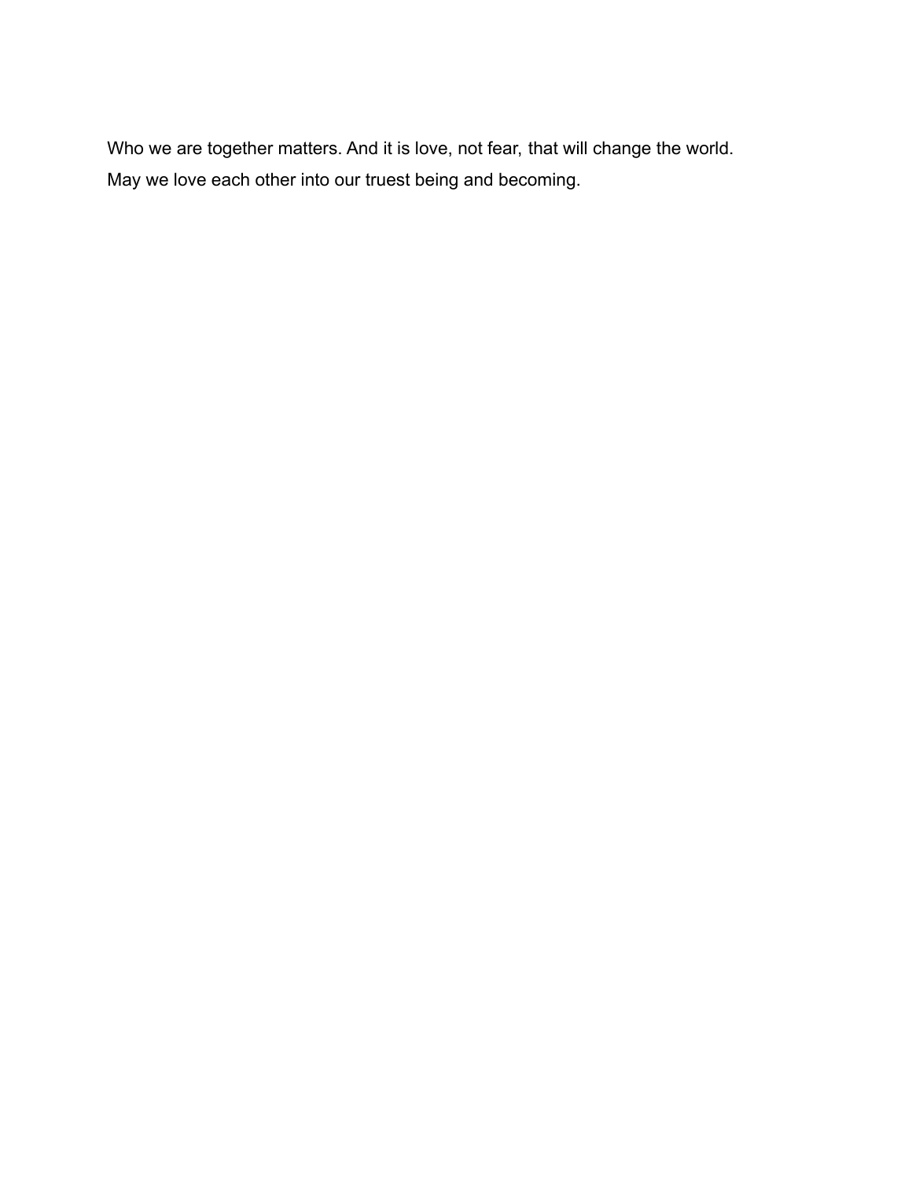Who we are together matters. And it is love, not fear, that will change the world. May we love each other into our truest being and becoming.